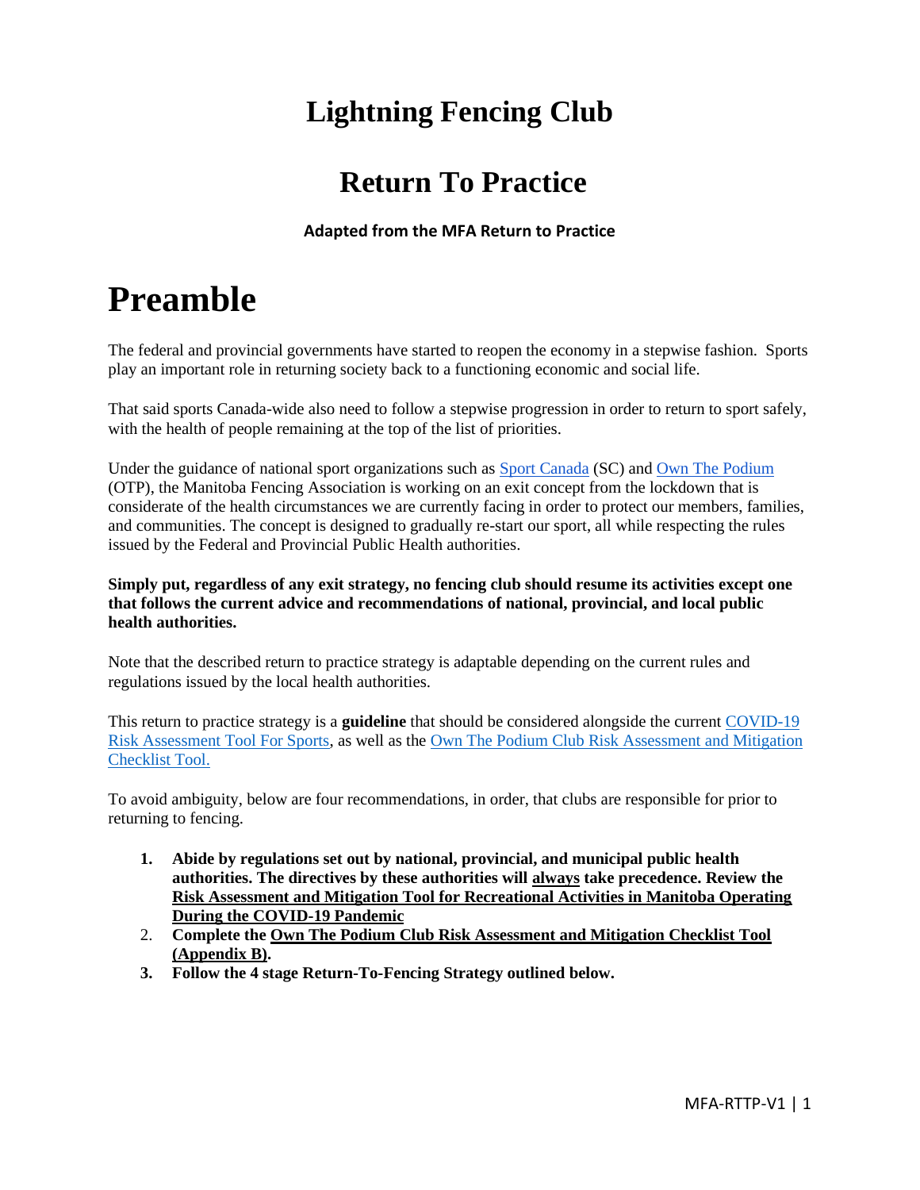# Lightning Fencing Club

## Return To Practice

**Adapted from the MFA Return to Practice**

# Preamble

The federal and provincial governments have started to reopen the economy in a stepwise fashion. Sports play an important role in returning society back to a functioning economic and social life.

That said sports Canada-wide also need to follow a stepwise progression in order to return to sport safely, with the health of people remaining at the top of the list of priorities.

Under the guidance of national sport organizations such as Sport Canada (SC) and Own The Podium (OTP), the Manitoba Fencing Association is working on an exit concept from the lockdown that is considerate of the health circumstances we are currently facing in order to protect our members, families, and communities. The concept is designed to gradually re-start our sport, all while respecting the rules issued by the Federal and Provincial Public Health authorities.

**Simply put, regardless of any exit strategy, no fencing club should resume its activities except one that follows the current advice and recommendations of national, provincial, and local public health authorities.**

Note that the described return to practice strategy is adaptable depending on the current rules and regulations issued by the local health authorities.

This return to practice strategy is a **guideline** that should be considered alongside the current COVID-19 Risk Assessment Tool For Sports, as well as the Own The Podium Club Risk Assessment and Mitigation Checklist Tool.

To avoid ambiguity, below are four recommendations, in order, that clubs are responsible for prior to returning to fencing.

1. **Abide by regulations set out by national, provincial, and municipal public health authorities. The directives by these authorities will always take precedence. Review the Risk Assessment and Mitigation Tool for Recreational Activities in Manitoba Operating During the COVID-19 Pandemic**
2. **Complete the Own The Podium Club Risk Assessment and Mitigation Checklist Tool (Appendix B).**
3. **Follow the 4 stage Return-To-Fencing Strategy outlined below.**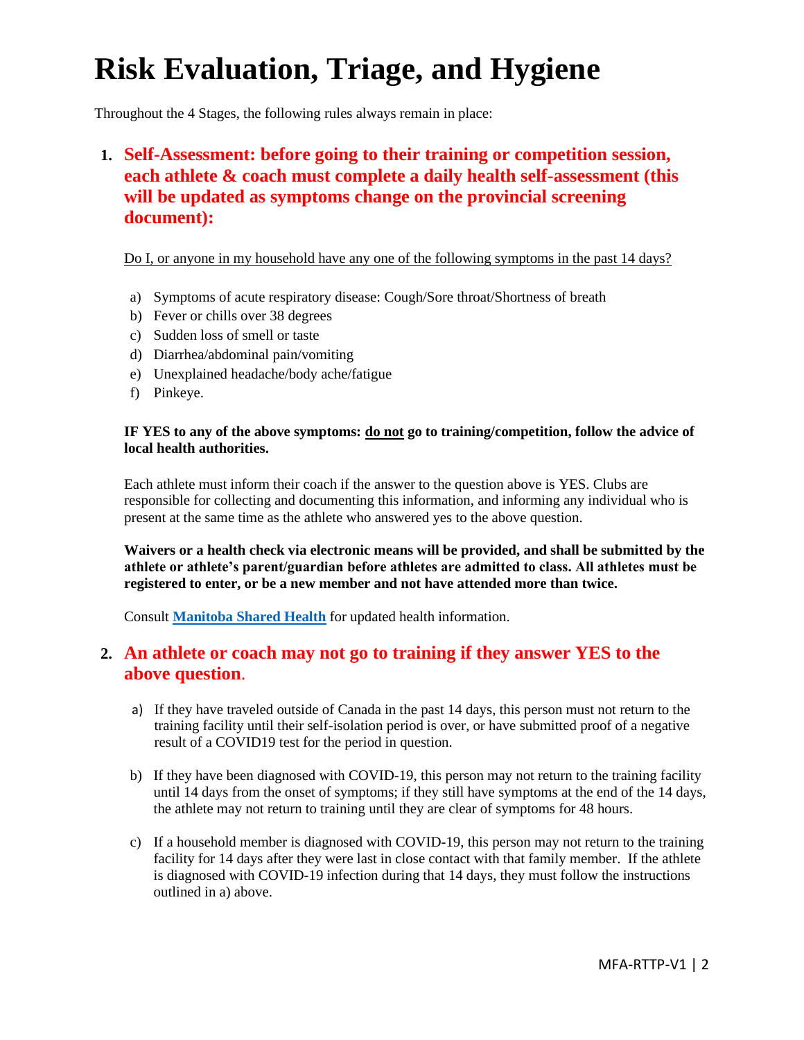# Risk Evaluation, Triage, and Hygiene

Throughout the 4 Stages, the following rules always remain in place:

1. **Self-Assessment: before going to their training or competition session, each athlete & coach must complete a daily health self-assessment (this will be updated as symptoms change on the provincial screening document):**

   Do I, or anyone in my household have any one of the following symptoms in the past 14 days?

   a) Symptoms of acute respiratory disease: Cough/Sore throat/Shortness of breath
   b) Fever or chills over 38 degrees
   c) Sudden loss of smell or taste
   d) Diarrhea/abdominal pain/vomiting
   e) Unexplained headache/body ache/fatigue
   f) Pinkeye.

   **IF YES to any of the above symptoms: do not go to training/competition, follow the advice of local health authorities.**

   Each athlete must inform their coach if the answer to the question above is YES. Clubs are responsible for collecting and documenting this information, and informing any individual who is present at the same time as the athlete who answered yes to the above question.

   **Waivers or a health check via electronic means will be provided, and shall be submitted by the athlete or athlete's parent/guardian before athletes are admitted to class. All athletes must be registered to enter, or be a new member and not have attended more than twice.**

   Consult **Manitoba Shared Health** for updated health information.

2. **An athlete or coach may not go to training if they answer YES to the above question.**

   a) If they have traveled outside of Canada in the past 14 days, this person must not return to the training facility until their self-isolation period is over, or have submitted proof of a negative result of a COVID19 test for the period in question.

   b) If they have been diagnosed with COVID-19, this person may not return to the training facility until 14 days from the onset of symptoms; if they still have symptoms at the end of the 14 days, the athlete may not return to training until they are clear of symptoms for 48 hours.

   c) If a household member is diagnosed with COVID-19, this person may not return to the training facility for 14 days after they were last in close contact with that family member. If the athlete is diagnosed with COVID-19 infection during that 14 days, they must follow the instructions outlined in a) above.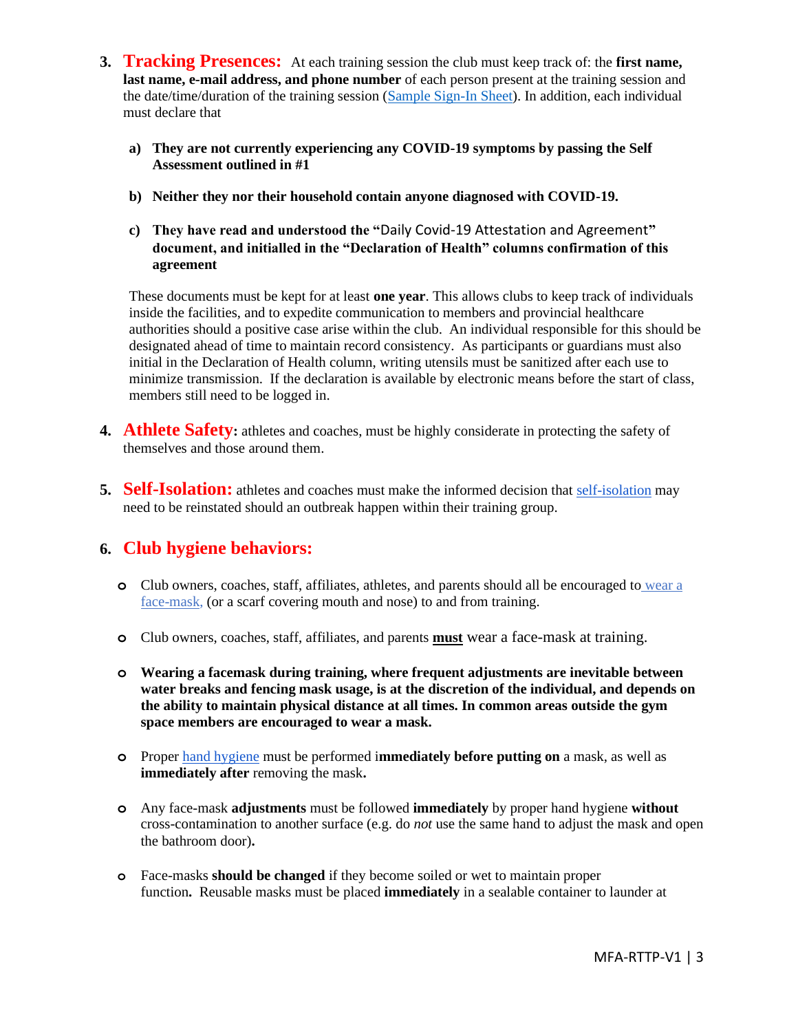3. **Tracking Presences:** At each training session the club must keep track of: the **first name, last name, e-mail address, and phone number** of each person present at the training session and the date/time/duration of the training session (Sample Sign-In Sheet). In addition, each individual must declare that

   a) **They are not currently experiencing any COVID-19 symptoms by passing the Self Assessment outlined in #1**

   b) **Neither they nor their household contain anyone diagnosed with COVID-19.**

   c) **They have read and understood the "Daily Covid-19 Attestation and Agreement" document, and initialled in the "Declaration of Health" columns confirmation of this agreement**

   These documents must be kept for at least **one year**. This allows clubs to keep track of individuals inside the facilities, and to expedite communication to members and provincial healthcare authorities should a positive case arise within the club. An individual responsible for this should be designated ahead of time to maintain record consistency. As participants or guardians must also initial in the Declaration of Health column, writing utensils must be sanitized after each use to minimize transmission. If the declaration is available by electronic means before the start of class, members still need to be logged in.

4. **Athlete Safety:** athletes and coaches, must be highly considerate in protecting the safety of themselves and those around them.

5. **Self-Isolation:** athletes and coaches must make the informed decision that self-isolation may need to be reinstated should an outbreak happen within their training group.

6. **Club hygiene behaviors:**

   - Club owners, coaches, staff, affiliates, athletes, and parents should all be encouraged to wear a face-mask, (or a scarf covering mouth and nose) to and from training.

   - Club owners, coaches, staff, affiliates, and parents **must** wear a face-mask at training.

   - **Wearing a facemask during training, where frequent adjustments are inevitable between water breaks and fencing mask usage, is at the discretion of the individual, and depends on the ability to maintain physical distance at all times. In common areas outside the gym space members are encouraged to wear a mask.**

   - Proper hand hygiene must be performed i**mmediately before putting on** a mask, as well as **immediately after** removing the mask**.**

   - Any face-mask **adjustments** must be followed **immediately** by proper hand hygiene **without** cross-contamination to another surface (e.g. do *not* use the same hand to adjust the mask and open the bathroom door)**.**

   - Face-masks **should be changed** if they become soiled or wet to maintain proper function**.** Reusable masks must be placed **immediately** in a sealable container to launder at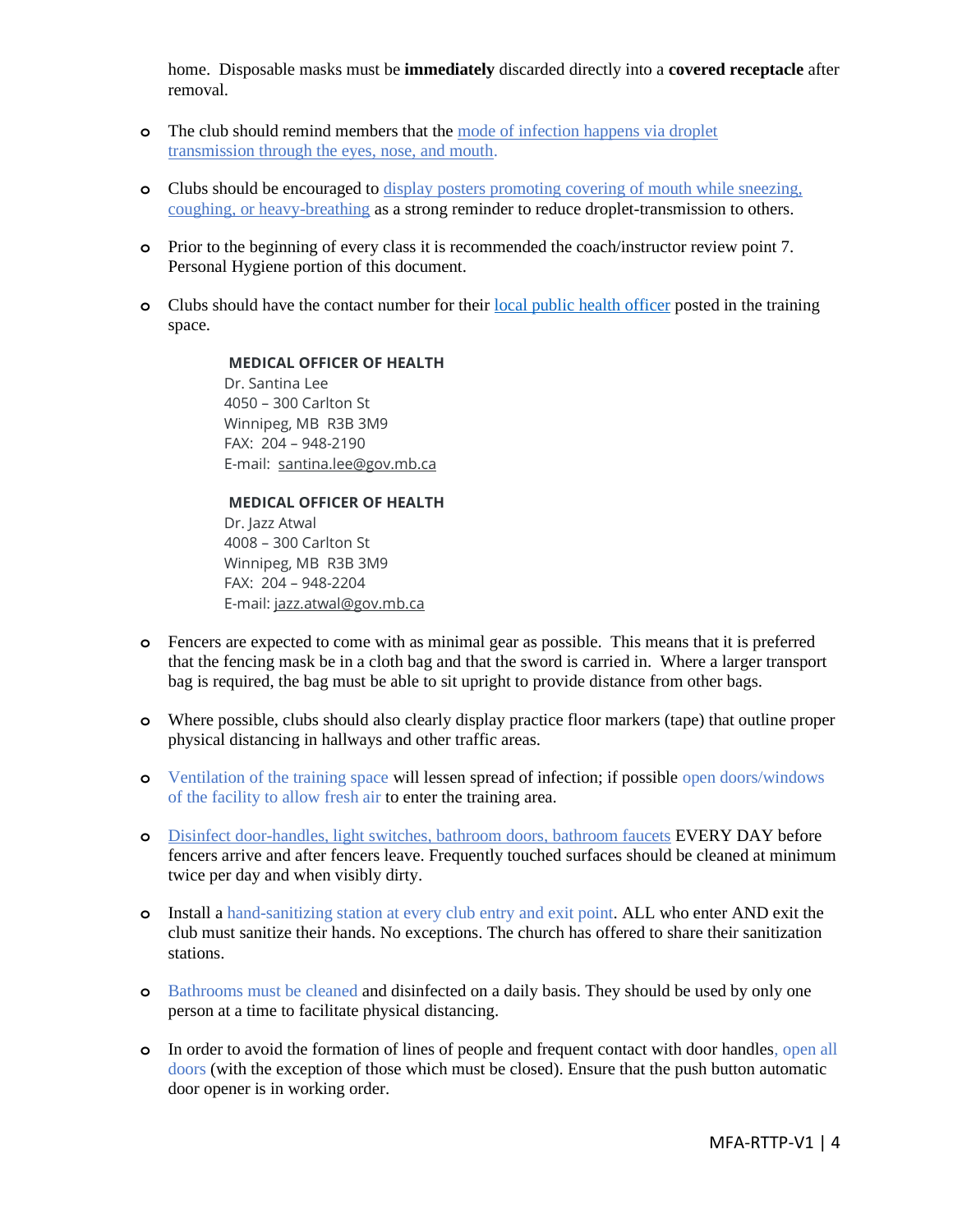home. Disposable masks must be **immediately** discarded directly into a **covered receptacle** after removal.

- The club should remind members that the mode of infection happens via droplet transmission through the eyes, nose, and mouth.

- Clubs should be encouraged to display posters promoting covering of mouth while sneezing, coughing, or heavy-breathing as a strong reminder to reduce droplet-transmission to others.

- Prior to the beginning of every class it is recommended the coach/instructor review point 7. Personal Hygiene portion of this document.

- Clubs should have the contact number for their local public health officer posted in the training space.

  **MEDICAL OFFICER OF HEALTH**
  Dr. Santina Lee
  4050 – 300 Carlton St
  Winnipeg, MB R3B 3M9
  FAX: 204 – 948-2190
  E-mail: santina.lee@gov.mb.ca

  **MEDICAL OFFICER OF HEALTH**
  Dr. Jazz Atwal
  4008 – 300 Carlton St
  Winnipeg, MB R3B 3M9
  FAX: 204 – 948-2204
  E-mail: jazz.atwal@gov.mb.ca

- Fencers are expected to come with as minimal gear as possible. This means that it is preferred that the fencing mask be in a cloth bag and that the sword is carried in. Where a larger transport bag is required, the bag must be able to sit upright to provide distance from other bags.

- Where possible, clubs should also clearly display practice floor markers (tape) that outline proper physical distancing in hallways and other traffic areas.

- Ventilation of the training space will lessen spread of infection; if possible open doors/windows of the facility to allow fresh air to enter the training area.

- Disinfect door-handles, light switches, bathroom doors, bathroom faucets EVERY DAY before fencers arrive and after fencers leave. Frequently touched surfaces should be cleaned at minimum twice per day and when visibly dirty.

- Install a hand-sanitizing station at every club entry and exit point. ALL who enter AND exit the club must sanitize their hands. No exceptions. The church has offered to share their sanitization stations.

- Bathrooms must be cleaned and disinfected on a daily basis. They should be used by only one person at a time to facilitate physical distancing.

- In order to avoid the formation of lines of people and frequent contact with door handles, open all doors (with the exception of those which must be closed). Ensure that the push button automatic door opener is in working order.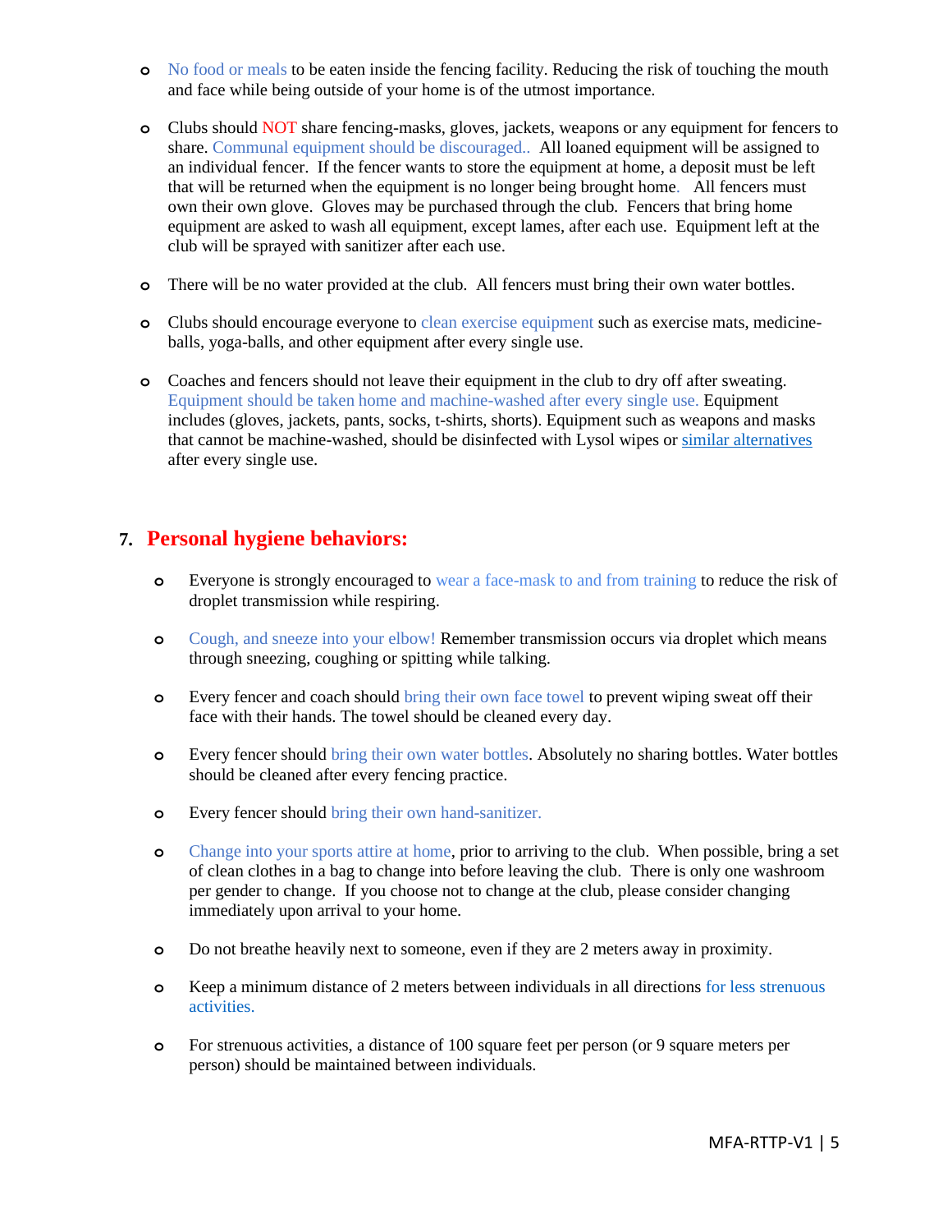- No food or meals to be eaten inside the fencing facility. Reducing the risk of touching the mouth and face while being outside of your home is of the utmost importance.

- Clubs should NOT share fencing-masks, gloves, jackets, weapons or any equipment for fencers to share. Communal equipment should be discouraged.. All loaned equipment will be assigned to an individual fencer. If the fencer wants to store the equipment at home, a deposit must be left that will be returned when the equipment is no longer being brought home. All fencers must own their own glove. Gloves may be purchased through the club. Fencers that bring home equipment are asked to wash all equipment, except lames, after each use. Equipment left at the club will be sprayed with sanitizer after each use.

- There will be no water provided at the club. All fencers must bring their own water bottles.

- Clubs should encourage everyone to clean exercise equipment such as exercise mats, medicine-balls, yoga-balls, and other equipment after every single use.

- Coaches and fencers should not leave their equipment in the club to dry off after sweating. Equipment should be taken home and machine-washed after every single use. Equipment includes (gloves, jackets, pants, socks, t-shirts, shorts). Equipment such as weapons and masks that cannot be machine-washed, should be disinfected with Lysol wipes or similar alternatives after every single use.

## 7. Personal hygiene behaviors:

- Everyone is strongly encouraged to wear a face-mask to and from training to reduce the risk of droplet transmission while respiring.

- Cough, and sneeze into your elbow! Remember transmission occurs via droplet which means through sneezing, coughing or spitting while talking.

- Every fencer and coach should bring their own face towel to prevent wiping sweat off their face with their hands. The towel should be cleaned every day.

- Every fencer should bring their own water bottles. Absolutely no sharing bottles. Water bottles should be cleaned after every fencing practice.

- Every fencer should bring their own hand-sanitizer.

- Change into your sports attire at home, prior to arriving to the club. When possible, bring a set of clean clothes in a bag to change into before leaving the club. There is only one washroom per gender to change. If you choose not to change at the club, please consider changing immediately upon arrival to your home.

- Do not breathe heavily next to someone, even if they are 2 meters away in proximity.

- Keep a minimum distance of 2 meters between individuals in all directions for less strenuous activities.

- For strenuous activities, a distance of 100 square feet per person (or 9 square meters per person) should be maintained between individuals.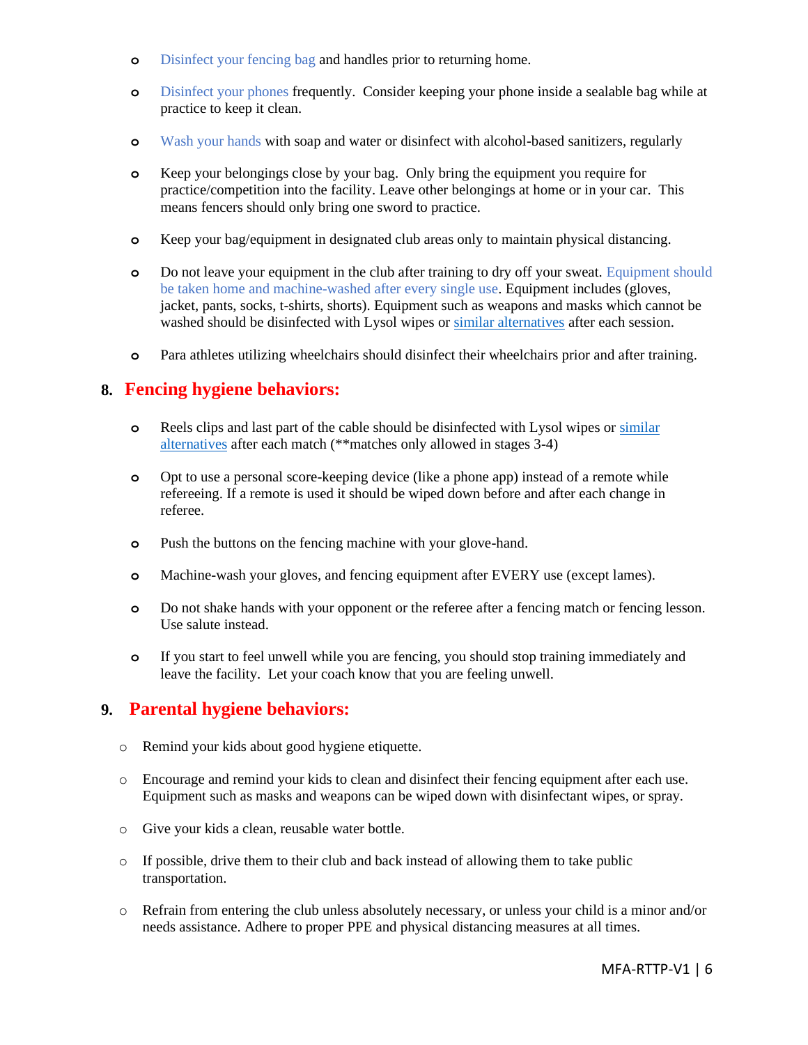- Disinfect your fencing bag and handles prior to returning home.

- Disinfect your phones frequently. Consider keeping your phone inside a sealable bag while at practice to keep it clean.

- Wash your hands with soap and water or disinfect with alcohol-based sanitizers, regularly

- Keep your belongings close by your bag. Only bring the equipment you require for practice/competition into the facility. Leave other belongings at home or in your car. This means fencers should only bring one sword to practice.

- Keep your bag/equipment in designated club areas only to maintain physical distancing.

- Do not leave your equipment in the club after training to dry off your sweat. Equipment should be taken home and machine-washed after every single use. Equipment includes (gloves, jacket, pants, socks, t-shirts, shorts). Equipment such as weapons and masks which cannot be washed should be disinfected with Lysol wipes or similar alternatives after each session.

- Para athletes utilizing wheelchairs should disinfect their wheelchairs prior and after training.

## 8. Fencing hygiene behaviors:

- Reels clips and last part of the cable should be disinfected with Lysol wipes or similar alternatives after each match (**matches only allowed in stages 3-4)

- Opt to use a personal score-keeping device (like a phone app) instead of a remote while refereeing. If a remote is used it should be wiped down before and after each change in referee.

- Push the buttons on the fencing machine with your glove-hand.

- Machine-wash your gloves, and fencing equipment after EVERY use (except lames).

- Do not shake hands with your opponent or the referee after a fencing match or fencing lesson. Use salute instead.

- If you start to feel unwell while you are fencing, you should stop training immediately and leave the facility. Let your coach know that you are feeling unwell.

## 9. Parental hygiene behaviors:

- Remind your kids about good hygiene etiquette.

- Encourage and remind your kids to clean and disinfect their fencing equipment after each use. Equipment such as masks and weapons can be wiped down with disinfectant wipes, or spray.

- Give your kids a clean, reusable water bottle.

- If possible, drive them to their club and back instead of allowing them to take public transportation.

- Refrain from entering the club unless absolutely necessary, or unless your child is a minor and/or needs assistance. Adhere to proper PPE and physical distancing measures at all times.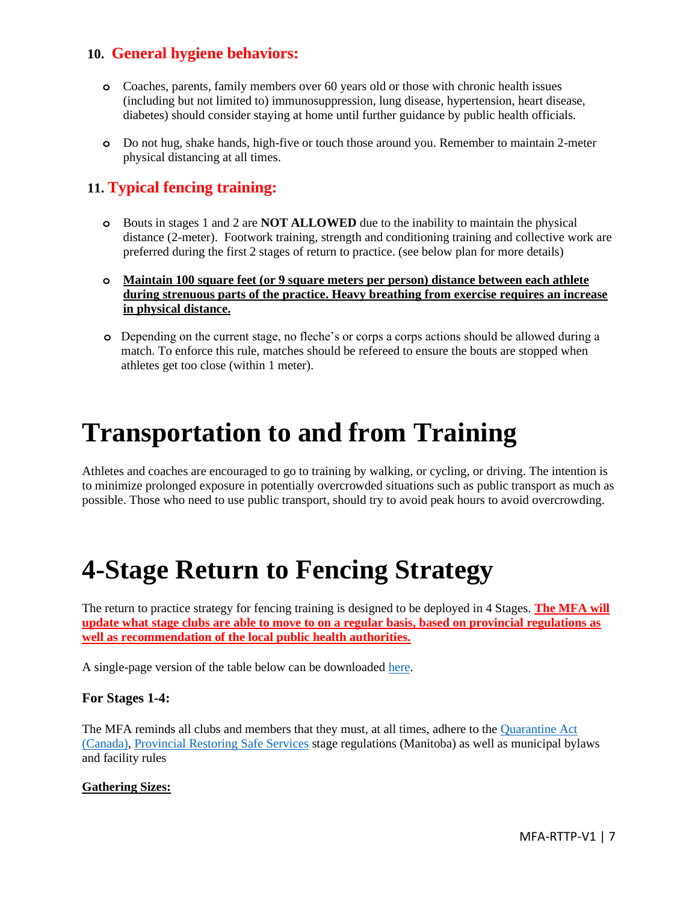### 10. General hygiene behaviors:

- Coaches, parents, family members over 60 years old or those with chronic health issues (including but not limited to) immunosuppression, lung disease, hypertension, heart disease, diabetes) should consider staying at home until further guidance by public health officials.

- Do not hug, shake hands, high-five or touch those around you. Remember to maintain 2-meter physical distancing at all times.

### 11. Typical fencing training:

- Bouts in stages 1 and 2 are **NOT ALLOWED** due to the inability to maintain the physical distance (2-meter). Footwork training, strength and conditioning training and collective work are preferred during the first 2 stages of return to practice. (see below plan for more details)

- **Maintain 100 square feet (or 9 square meters per person) distance between each athlete during strenuous parts of the practice. Heavy breathing from exercise requires an increase in physical distance.**

- Depending on the current stage, no fleche's or corps a corps actions should be allowed during a match. To enforce this rule, matches should be refereed to ensure the bouts are stopped when athletes get too close (within 1 meter).

# Transportation to and from Training

Athletes and coaches are encouraged to go to training by walking, or cycling, or driving. The intention is to minimize prolonged exposure in potentially overcrowded situations such as public transport as much as possible. Those who need to use public transport, should try to avoid peak hours to avoid overcrowding.

# 4-Stage Return to Fencing Strategy

The return to practice strategy for fencing training is designed to be deployed in 4 Stages. **The MFA will update what stage clubs are able to move to on a regular basis, based on provincial regulations as well as recommendation of the local public health authorities.**

A single-page version of the table below can be downloaded here.

**For Stages 1-4:**

The MFA reminds all clubs and members that they must, at all times, adhere to the Quarantine Act (Canada), Provincial Restoring Safe Services stage regulations (Manitoba) as well as municipal bylaws and facility rules

**Gathering Sizes:**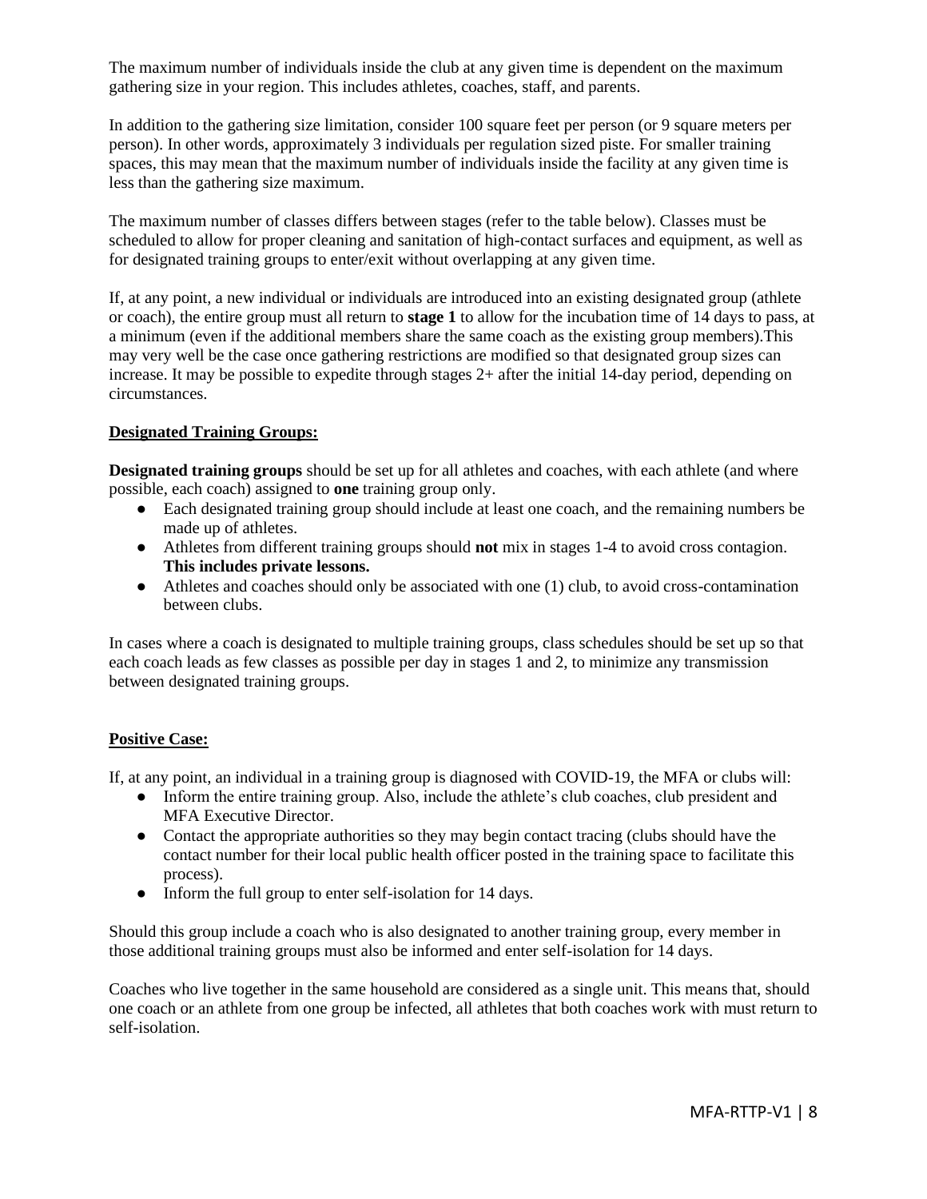The maximum number of individuals inside the club at any given time is dependent on the maximum gathering size in your region. This includes athletes, coaches, staff, and parents.

In addition to the gathering size limitation, consider 100 square feet per person (or 9 square meters per person). In other words, approximately 3 individuals per regulation sized piste. For smaller training spaces, this may mean that the maximum number of individuals inside the facility at any given time is less than the gathering size maximum.

The maximum number of classes differs between stages (refer to the table below). Classes must be scheduled to allow for proper cleaning and sanitation of high-contact surfaces and equipment, as well as for designated training groups to enter/exit without overlapping at any given time.

If, at any point, a new individual or individuals are introduced into an existing designated group (athlete or coach), the entire group must all return to **stage 1** to allow for the incubation time of 14 days to pass, at a minimum (even if the additional members share the same coach as the existing group members).This may very well be the case once gathering restrictions are modified so that designated group sizes can increase. It may be possible to expedite through stages 2+ after the initial 14-day period, depending on circumstances.

## Designated Training Groups:

**Designated training groups** should be set up for all athletes and coaches, with each athlete (and where possible, each coach) assigned to **one** training group only.

- Each designated training group should include at least one coach, and the remaining numbers be made up of athletes.
- Athletes from different training groups should **not** mix in stages 1-4 to avoid cross contagion. **This includes private lessons.**
- Athletes and coaches should only be associated with one (1) club, to avoid cross-contamination between clubs.

In cases where a coach is designated to multiple training groups, class schedules should be set up so that each coach leads as few classes as possible per day in stages 1 and 2, to minimize any transmission between designated training groups.

## Positive Case:

If, at any point, an individual in a training group is diagnosed with COVID-19, the MFA or clubs will:

- Inform the entire training group. Also, include the athlete's club coaches, club president and MFA Executive Director.
- Contact the appropriate authorities so they may begin contact tracing (clubs should have the contact number for their local public health officer posted in the training space to facilitate this process).
- Inform the full group to enter self-isolation for 14 days.

Should this group include a coach who is also designated to another training group, every member in those additional training groups must also be informed and enter self-isolation for 14 days.

Coaches who live together in the same household are considered as a single unit. This means that, should one coach or an athlete from one group be infected, all athletes that both coaches work with must return to self-isolation.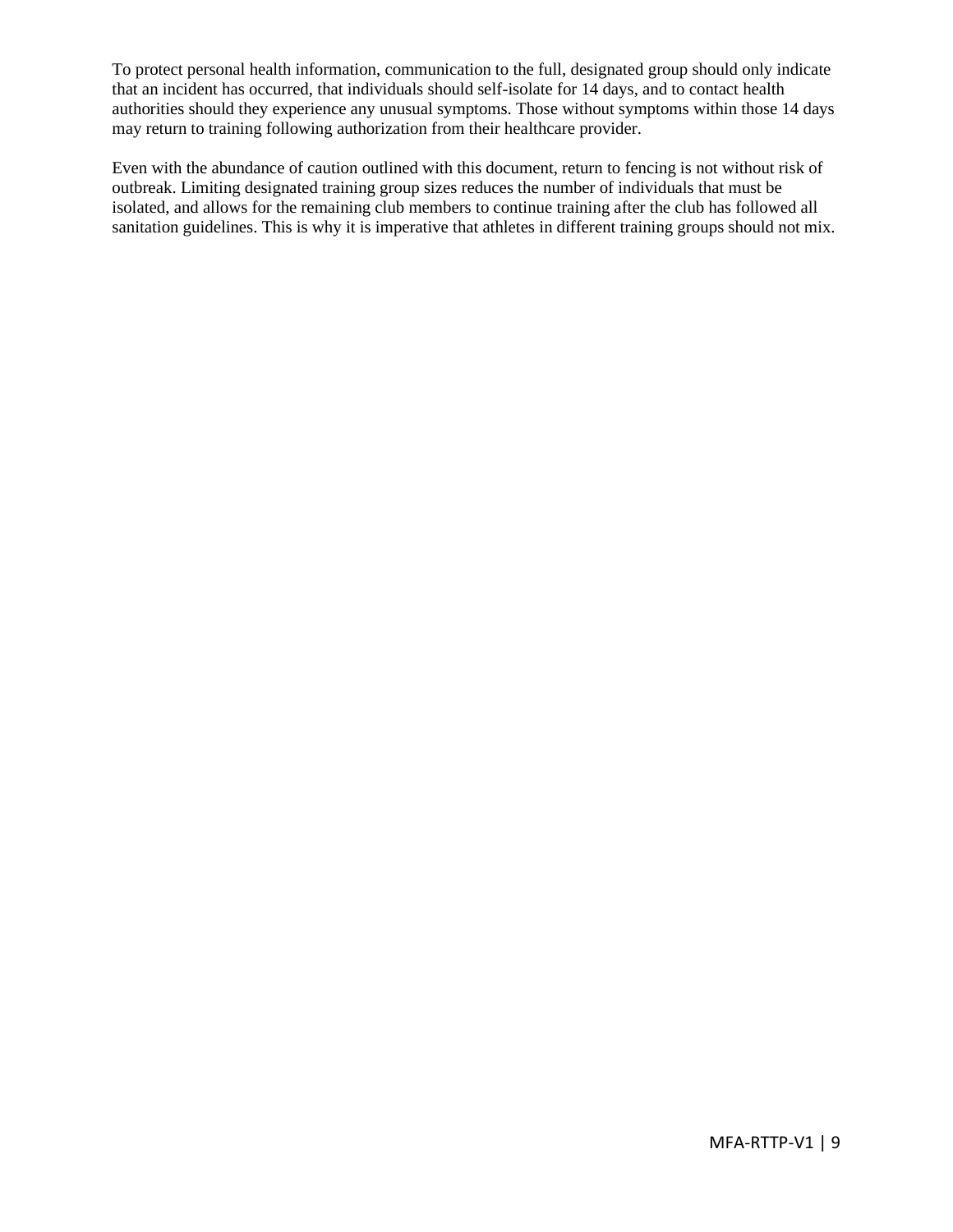To protect personal health information, communication to the full, designated group should only indicate that an incident has occurred, that individuals should self-isolate for 14 days, and to contact health authorities should they experience any unusual symptoms. Those without symptoms within those 14 days may return to training following authorization from their healthcare provider.

Even with the abundance of caution outlined with this document, return to fencing is not without risk of outbreak. Limiting designated training group sizes reduces the number of individuals that must be isolated, and allows for the remaining club members to continue training after the club has followed all sanitation guidelines. This is why it is imperative that athletes in different training groups should not mix.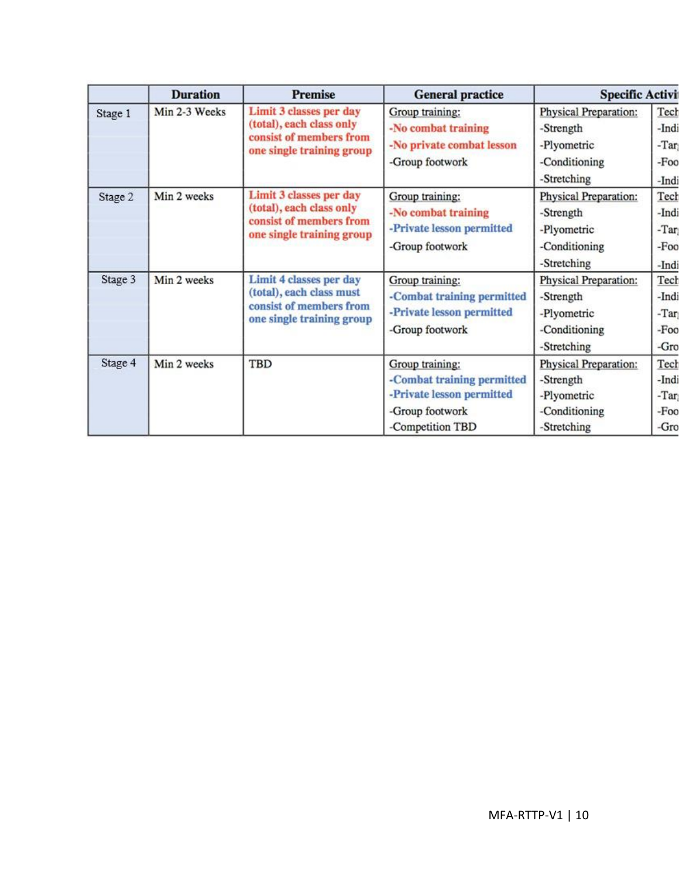|  | Duration | Premise | General practice | Specific Activit |  |
|---|---|---|---|---|---|
| Stage 1 | Min 2-3 Weeks | Limit 3 classes per day (total), each class only consist of members from one single training group | Group training:<br>-No combat training<br>-No private combat lesson<br>-Group footwork | Physical Preparation:<br>-Strength<br>-Plyometric<br>-Conditioning<br>-Stretching | Tech<br>-Indi<br>-Tar<br>-Foo<br>-Indi |
| Stage 2 | Min 2 weeks | Limit 3 classes per day (total), each class only consist of members from one single training group | Group training:<br>-No combat training<br>-Private lesson permitted<br>-Group footwork | Physical Preparation:<br>-Strength<br>-Plyometric<br>-Conditioning<br>-Stretching | Tech<br>-Indi<br>-Tar<br>-Foo<br>-Indi |
| Stage 3 | Min 2 weeks | Limit 4 classes per day (total), each class must consist of members from one single training group | Group training:<br>-Combat training permitted<br>-Private lesson permitted<br>-Group footwork | Physical Preparation:<br>-Strength<br>-Plyometric<br>-Conditioning<br>-Stretching | Tech<br>-Indi<br>-Tar<br>-Foo<br>-Gro |
| Stage 4 | Min 2 weeks | TBD | Group training:<br>-Combat training permitted<br>-Private lesson permitted<br>-Group footwork<br>-Competition TBD | Physical Preparation:<br>-Strength<br>-Plyometric<br>-Conditioning<br>-Stretching | Tech<br>-Indi<br>-Tar<br>-Foo<br>-Gro |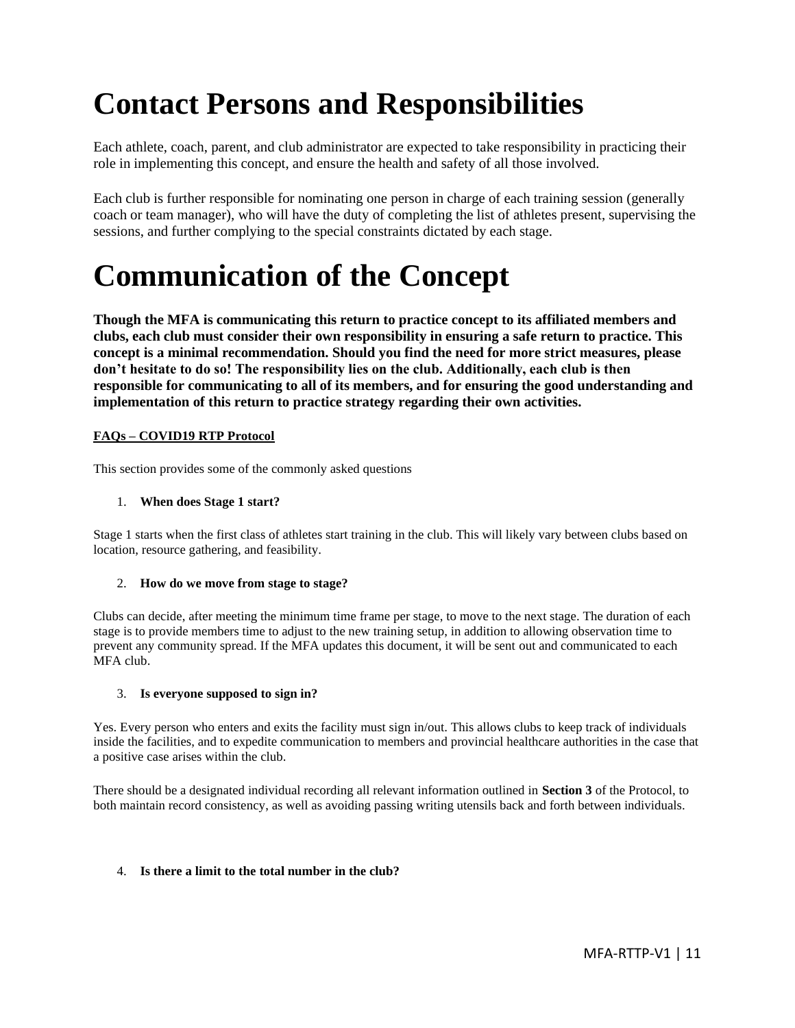# Contact Persons and Responsibilities

Each athlete, coach, parent, and club administrator are expected to take responsibility in practicing their role in implementing this concept, and ensure the health and safety of all those involved.

Each club is further responsible for nominating one person in charge of each training session (generally coach or team manager), who will have the duty of completing the list of athletes present, supervising the sessions, and further complying to the special constraints dictated by each stage.

# Communication of the Concept

**Though the MFA is communicating this return to practice concept to its affiliated members and clubs, each club must consider their own responsibility in ensuring a safe return to practice. This concept is a minimal recommendation. Should you find the need for more strict measures, please don't hesitate to do so! The responsibility lies on the club. Additionally, each club is then responsible for communicating to all of its members, and for ensuring the good understanding and implementation of this return to practice strategy regarding their own activities.**

<u>**FAQs – COVID19 RTP Protocol**</u>

This section provides some of the commonly asked questions

1. **When does Stage 1 start?**

Stage 1 starts when the first class of athletes start training in the club. This will likely vary between clubs based on location, resource gathering, and feasibility.

2. **How do we move from stage to stage?**

Clubs can decide, after meeting the minimum time frame per stage, to move to the next stage. The duration of each stage is to provide members time to adjust to the new training setup, in addition to allowing observation time to prevent any community spread. If the MFA updates this document, it will be sent out and communicated to each MFA club.

3. **Is everyone supposed to sign in?**

Yes. Every person who enters and exits the facility must sign in/out. This allows clubs to keep track of individuals inside the facilities, and to expedite communication to members and provincial healthcare authorities in the case that a positive case arises within the club.

There should be a designated individual recording all relevant information outlined in **Section 3** of the Protocol, to both maintain record consistency, as well as avoiding passing writing utensils back and forth between individuals.

4. **Is there a limit to the total number in the club?**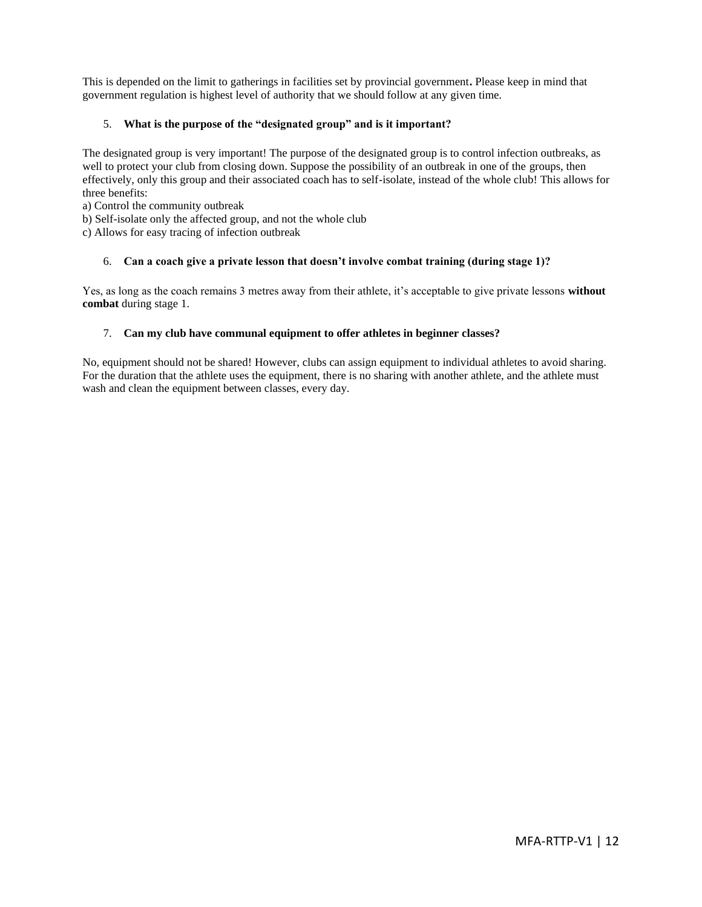This is depended on the limit to gatherings in facilities set by provincial government**.** Please keep in mind that government regulation is highest level of authority that we should follow at any given time.

5. **What is the purpose of the "designated group" and is it important?**

The designated group is very important! The purpose of the designated group is to control infection outbreaks, as well to protect your club from closing down. Suppose the possibility of an outbreak in one of the groups, then effectively, only this group and their associated coach has to self-isolate, instead of the whole club! This allows for three benefits:

a) Control the community outbreak
b) Self-isolate only the affected group, and not the whole club
c) Allows for easy tracing of infection outbreak

6. **Can a coach give a private lesson that doesn't involve combat training (during stage 1)?**

Yes, as long as the coach remains 3 metres away from their athlete, it's acceptable to give private lessons **without combat** during stage 1.

7. **Can my club have communal equipment to offer athletes in beginner classes?**

No, equipment should not be shared! However, clubs can assign equipment to individual athletes to avoid sharing. For the duration that the athlete uses the equipment, there is no sharing with another athlete, and the athlete must wash and clean the equipment between classes, every day.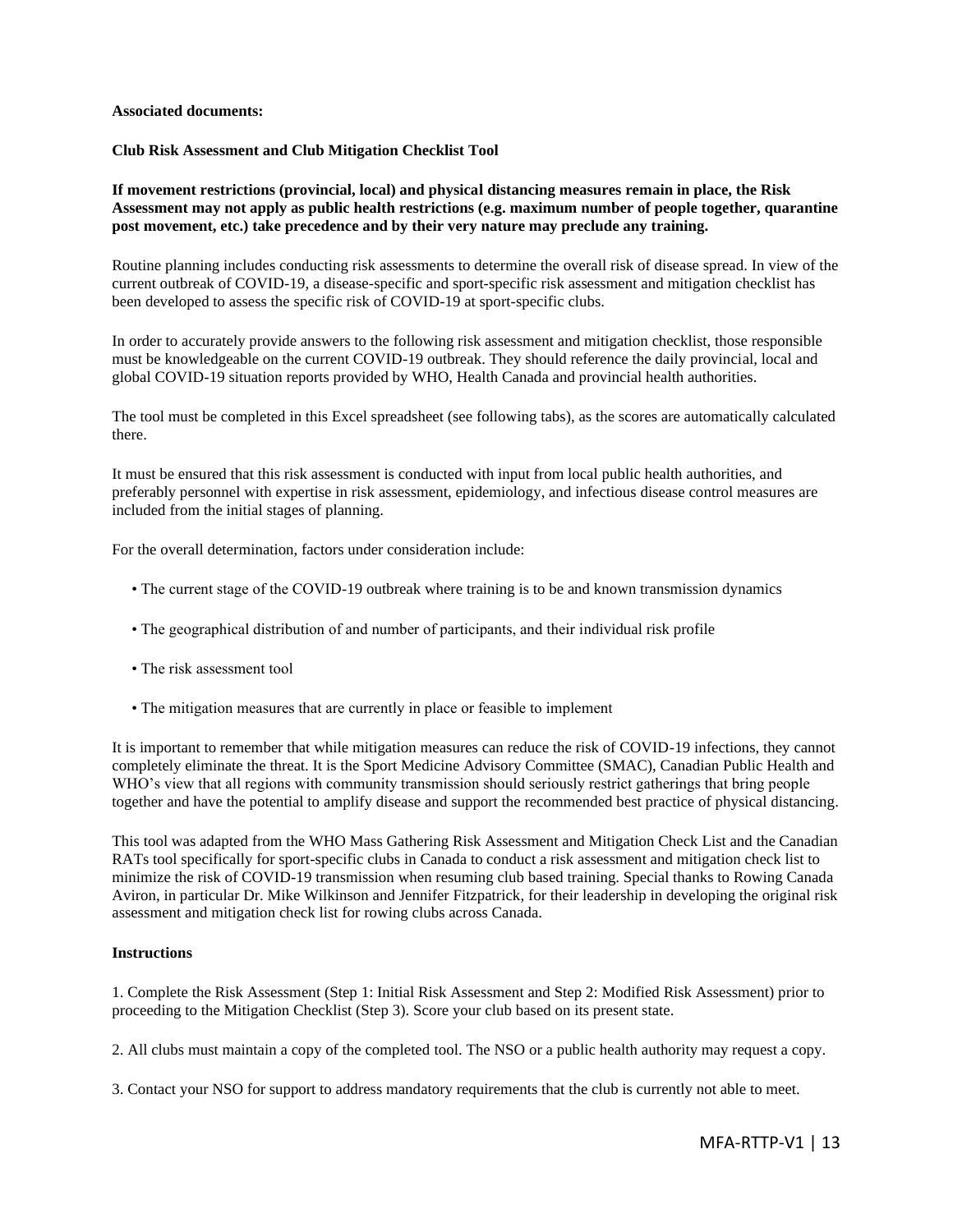**Associated documents:**

**Club Risk Assessment and Club Mitigation Checklist Tool**

**If movement restrictions (provincial, local) and physical distancing measures remain in place, the Risk Assessment may not apply as public health restrictions (e.g. maximum number of people together, quarantine post movement, etc.) take precedence and by their very nature may preclude any training.**

Routine planning includes conducting risk assessments to determine the overall risk of disease spread. In view of the current outbreak of COVID-19, a disease-specific and sport-specific risk assessment and mitigation checklist has been developed to assess the specific risk of COVID-19 at sport-specific clubs.

In order to accurately provide answers to the following risk assessment and mitigation checklist, those responsible must be knowledgeable on the current COVID-19 outbreak. They should reference the daily provincial, local and global COVID-19 situation reports provided by WHO, Health Canada and provincial health authorities.

The tool must be completed in this Excel spreadsheet (see following tabs), as the scores are automatically calculated there.

It must be ensured that this risk assessment is conducted with input from local public health authorities, and preferably personnel with expertise in risk assessment, epidemiology, and infectious disease control measures are included from the initial stages of planning.

For the overall determination, factors under consideration include:

- The current stage of the COVID-19 outbreak where training is to be and known transmission dynamics
- The geographical distribution of and number of participants, and their individual risk profile
- The risk assessment tool
- The mitigation measures that are currently in place or feasible to implement

It is important to remember that while mitigation measures can reduce the risk of COVID-19 infections, they cannot completely eliminate the threat. It is the Sport Medicine Advisory Committee (SMAC), Canadian Public Health and WHO's view that all regions with community transmission should seriously restrict gatherings that bring people together and have the potential to amplify disease and support the recommended best practice of physical distancing.

This tool was adapted from the WHO Mass Gathering Risk Assessment and Mitigation Check List and the Canadian RATs tool specifically for sport-specific clubs in Canada to conduct a risk assessment and mitigation check list to minimize the risk of COVID-19 transmission when resuming club based training. Special thanks to Rowing Canada Aviron, in particular Dr. Mike Wilkinson and Jennifer Fitzpatrick, for their leadership in developing the original risk assessment and mitigation check list for rowing clubs across Canada.

**Instructions**

1. Complete the Risk Assessment (Step 1: Initial Risk Assessment and Step 2: Modified Risk Assessment) prior to proceeding to the Mitigation Checklist (Step 3). Score your club based on its present state.

2. All clubs must maintain a copy of the completed tool. The NSO or a public health authority may request a copy.

3. Contact your NSO for support to address mandatory requirements that the club is currently not able to meet.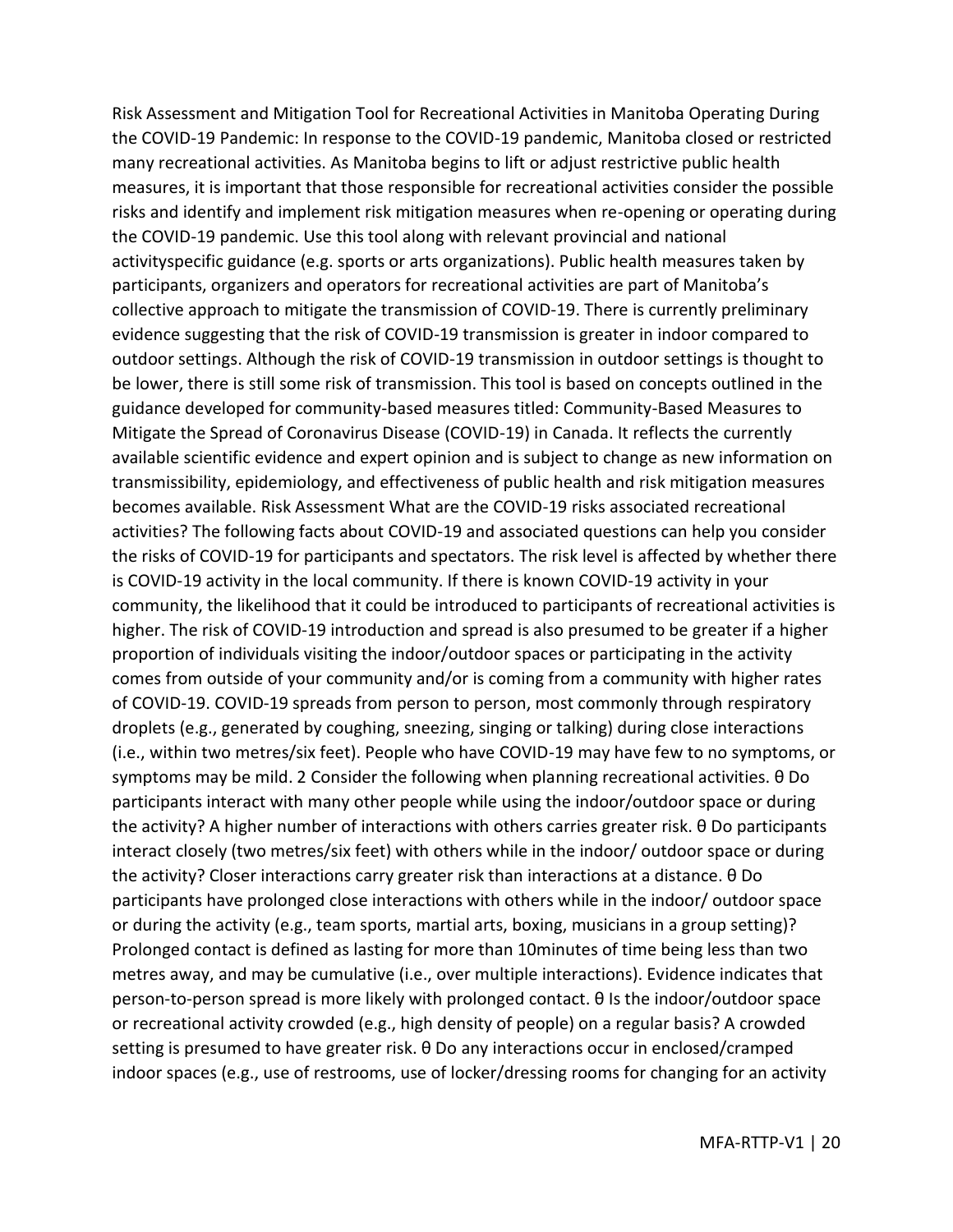Risk Assessment and Mitigation Tool for Recreational Activities in Manitoba Operating During the COVID-19 Pandemic: In response to the COVID-19 pandemic, Manitoba closed or restricted many recreational activities. As Manitoba begins to lift or adjust restrictive public health measures, it is important that those responsible for recreational activities consider the possible risks and identify and implement risk mitigation measures when re-opening or operating during the COVID-19 pandemic. Use this tool along with relevant provincial and national activityspecific guidance (e.g. sports or arts organizations). Public health measures taken by participants, organizers and operators for recreational activities are part of Manitoba's collective approach to mitigate the transmission of COVID-19. There is currently preliminary evidence suggesting that the risk of COVID-19 transmission is greater in indoor compared to outdoor settings. Although the risk of COVID-19 transmission in outdoor settings is thought to be lower, there is still some risk of transmission. This tool is based on concepts outlined in the guidance developed for community-based measures titled: Community-Based Measures to Mitigate the Spread of Coronavirus Disease (COVID-19) in Canada. It reflects the currently available scientific evidence and expert opinion and is subject to change as new information on transmissibility, epidemiology, and effectiveness of public health and risk mitigation measures becomes available. Risk Assessment What are the COVID-19 risks associated recreational activities? The following facts about COVID-19 and associated questions can help you consider the risks of COVID-19 for participants and spectators. The risk level is affected by whether there is COVID-19 activity in the local community. If there is known COVID-19 activity in your community, the likelihood that it could be introduced to participants of recreational activities is higher. The risk of COVID-19 introduction and spread is also presumed to be greater if a higher proportion of individuals visiting the indoor/outdoor spaces or participating in the activity comes from outside of your community and/or is coming from a community with higher rates of COVID-19. COVID-19 spreads from person to person, most commonly through respiratory droplets (e.g., generated by coughing, sneezing, singing or talking) during close interactions (i.e., within two metres/six feet). People who have COVID-19 may have few to no symptoms, or symptoms may be mild. 2 Consider the following when planning recreational activities. θ Do participants interact with many other people while using the indoor/outdoor space or during the activity? A higher number of interactions with others carries greater risk. θ Do participants interact closely (two metres/six feet) with others while in the indoor/ outdoor space or during the activity? Closer interactions carry greater risk than interactions at a distance. θ Do participants have prolonged close interactions with others while in the indoor/ outdoor space or during the activity (e.g., team sports, martial arts, boxing, musicians in a group setting)? Prolonged contact is defined as lasting for more than 10minutes of time being less than two metres away, and may be cumulative (i.e., over multiple interactions). Evidence indicates that person-to-person spread is more likely with prolonged contact. θ Is the indoor/outdoor space or recreational activity crowded (e.g., high density of people) on a regular basis? A crowded setting is presumed to have greater risk. θ Do any interactions occur in enclosed/cramped indoor spaces (e.g., use of restrooms, use of locker/dressing rooms for changing for an activity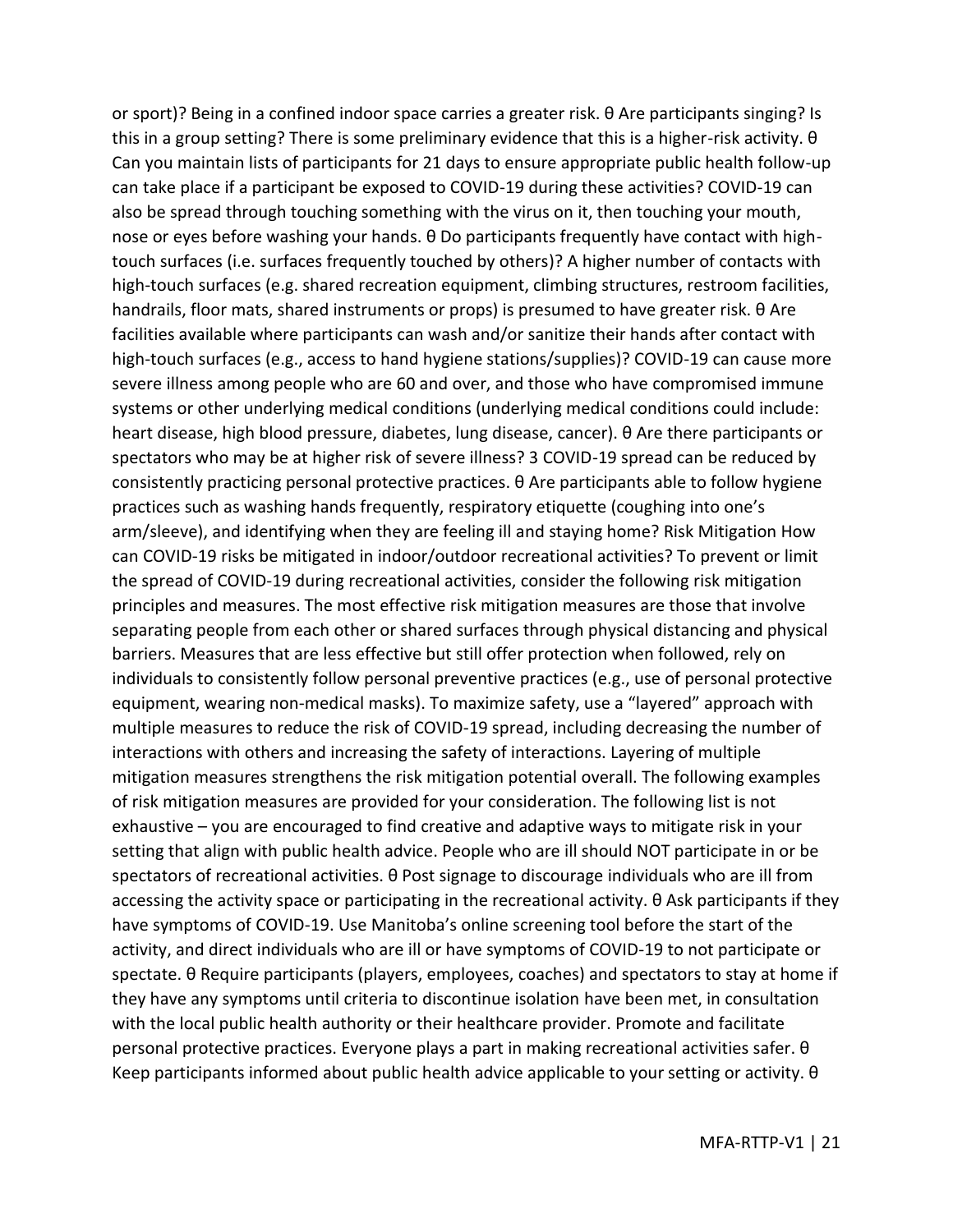or sport)? Being in a confined indoor space carries a greater risk. θ Are participants singing? Is this in a group setting? There is some preliminary evidence that this is a higher-risk activity. θ Can you maintain lists of participants for 21 days to ensure appropriate public health follow-up can take place if a participant be exposed to COVID-19 during these activities? COVID-19 can also be spread through touching something with the virus on it, then touching your mouth, nose or eyes before washing your hands. θ Do participants frequently have contact with high-touch surfaces (i.e. surfaces frequently touched by others)? A higher number of contacts with high-touch surfaces (e.g. shared recreation equipment, climbing structures, restroom facilities, handrails, floor mats, shared instruments or props) is presumed to have greater risk. θ Are facilities available where participants can wash and/or sanitize their hands after contact with high-touch surfaces (e.g., access to hand hygiene stations/supplies)? COVID-19 can cause more severe illness among people who are 60 and over, and those who have compromised immune systems or other underlying medical conditions (underlying medical conditions could include: heart disease, high blood pressure, diabetes, lung disease, cancer). θ Are there participants or spectators who may be at higher risk of severe illness? 3 COVID-19 spread can be reduced by consistently practicing personal protective practices. θ Are participants able to follow hygiene practices such as washing hands frequently, respiratory etiquette (coughing into one's arm/sleeve), and identifying when they are feeling ill and staying home? Risk Mitigation How can COVID-19 risks be mitigated in indoor/outdoor recreational activities? To prevent or limit the spread of COVID-19 during recreational activities, consider the following risk mitigation principles and measures. The most effective risk mitigation measures are those that involve separating people from each other or shared surfaces through physical distancing and physical barriers. Measures that are less effective but still offer protection when followed, rely on individuals to consistently follow personal preventive practices (e.g., use of personal protective equipment, wearing non-medical masks). To maximize safety, use a "layered" approach with multiple measures to reduce the risk of COVID-19 spread, including decreasing the number of interactions with others and increasing the safety of interactions. Layering of multiple mitigation measures strengthens the risk mitigation potential overall. The following examples of risk mitigation measures are provided for your consideration. The following list is not exhaustive – you are encouraged to find creative and adaptive ways to mitigate risk in your setting that align with public health advice. People who are ill should NOT participate in or be spectators of recreational activities. θ Post signage to discourage individuals who are ill from accessing the activity space or participating in the recreational activity. θ Ask participants if they have symptoms of COVID-19. Use Manitoba's online screening tool before the start of the activity, and direct individuals who are ill or have symptoms of COVID-19 to not participate or spectate. θ Require participants (players, employees, coaches) and spectators to stay at home if they have any symptoms until criteria to discontinue isolation have been met, in consultation with the local public health authority or their healthcare provider. Promote and facilitate personal protective practices. Everyone plays a part in making recreational activities safer. θ Keep participants informed about public health advice applicable to your setting or activity. θ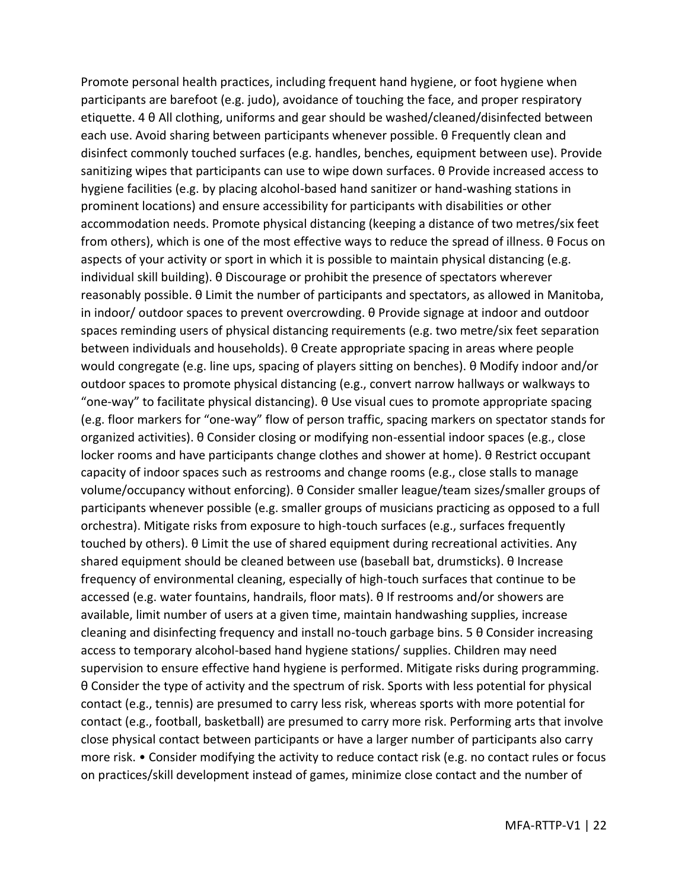Promote personal health practices, including frequent hand hygiene, or foot hygiene when participants are barefoot (e.g. judo), avoidance of touching the face, and proper respiratory etiquette. 4 θ All clothing, uniforms and gear should be washed/cleaned/disinfected between each use. Avoid sharing between participants whenever possible. θ Frequently clean and disinfect commonly touched surfaces (e.g. handles, benches, equipment between use). Provide sanitizing wipes that participants can use to wipe down surfaces. θ Provide increased access to hygiene facilities (e.g. by placing alcohol-based hand sanitizer or hand-washing stations in prominent locations) and ensure accessibility for participants with disabilities or other accommodation needs. Promote physical distancing (keeping a distance of two metres/six feet from others), which is one of the most effective ways to reduce the spread of illness. θ Focus on aspects of your activity or sport in which it is possible to maintain physical distancing (e.g. individual skill building). θ Discourage or prohibit the presence of spectators wherever reasonably possible. θ Limit the number of participants and spectators, as allowed in Manitoba, in indoor/ outdoor spaces to prevent overcrowding. θ Provide signage at indoor and outdoor spaces reminding users of physical distancing requirements (e.g. two metre/six feet separation between individuals and households). θ Create appropriate spacing in areas where people would congregate (e.g. line ups, spacing of players sitting on benches). θ Modify indoor and/or outdoor spaces to promote physical distancing (e.g., convert narrow hallways or walkways to "one-way" to facilitate physical distancing). θ Use visual cues to promote appropriate spacing (e.g. floor markers for "one-way" flow of person traffic, spacing markers on spectator stands for organized activities). θ Consider closing or modifying non-essential indoor spaces (e.g., close locker rooms and have participants change clothes and shower at home). θ Restrict occupant capacity of indoor spaces such as restrooms and change rooms (e.g., close stalls to manage volume/occupancy without enforcing). θ Consider smaller league/team sizes/smaller groups of participants whenever possible (e.g. smaller groups of musicians practicing as opposed to a full orchestra). Mitigate risks from exposure to high-touch surfaces (e.g., surfaces frequently touched by others). θ Limit the use of shared equipment during recreational activities. Any shared equipment should be cleaned between use (baseball bat, drumsticks). θ Increase frequency of environmental cleaning, especially of high-touch surfaces that continue to be accessed (e.g. water fountains, handrails, floor mats). θ If restrooms and/or showers are available, limit number of users at a given time, maintain handwashing supplies, increase cleaning and disinfecting frequency and install no-touch garbage bins. 5 θ Consider increasing access to temporary alcohol-based hand hygiene stations/ supplies. Children may need supervision to ensure effective hand hygiene is performed. Mitigate risks during programming. θ Consider the type of activity and the spectrum of risk. Sports with less potential for physical contact (e.g., tennis) are presumed to carry less risk, whereas sports with more potential for contact (e.g., football, basketball) are presumed to carry more risk. Performing arts that involve close physical contact between participants or have a larger number of participants also carry more risk. • Consider modifying the activity to reduce contact risk (e.g. no contact rules or focus on practices/skill development instead of games, minimize close contact and the number of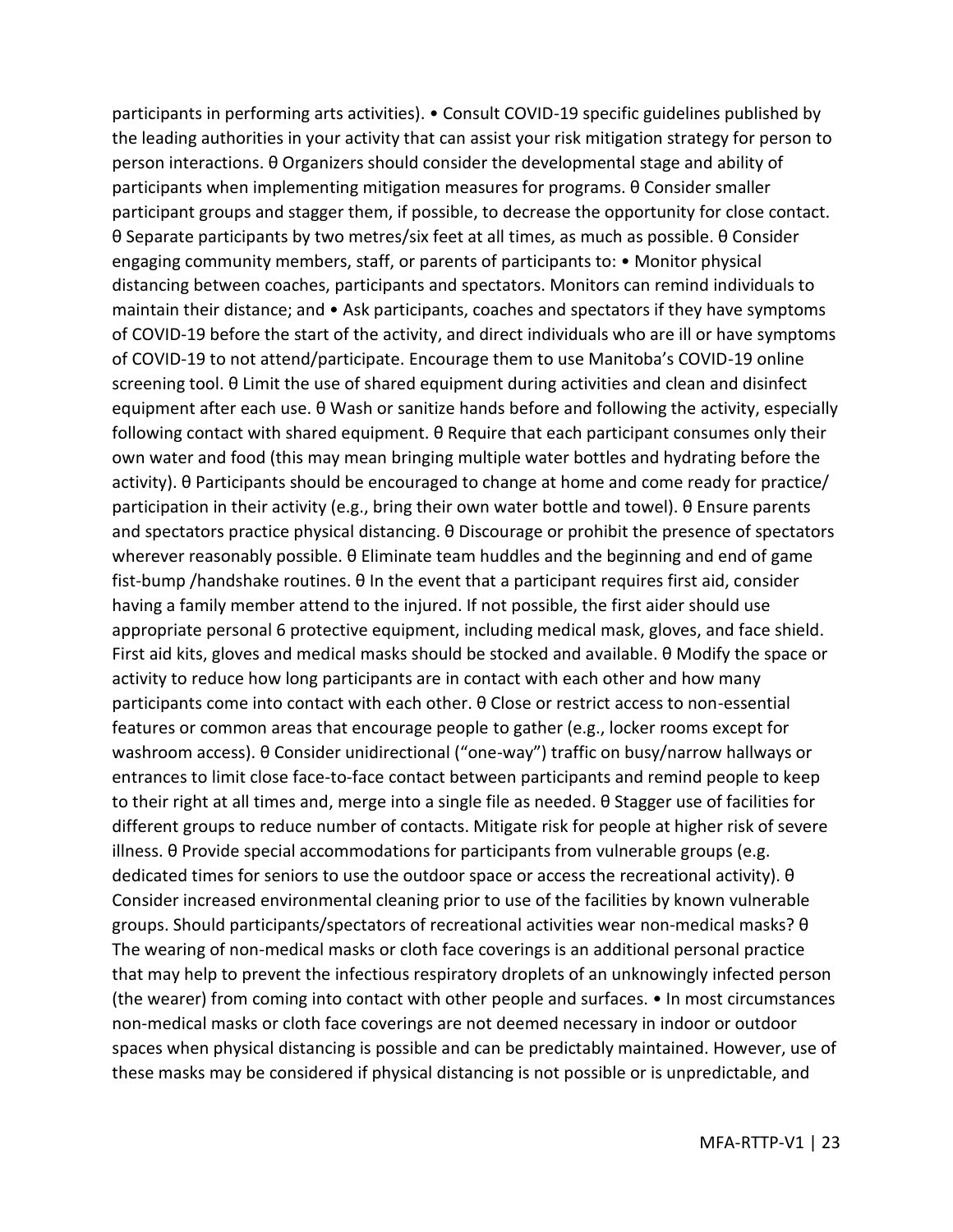participants in performing arts activities). • Consult COVID-19 specific guidelines published by the leading authorities in your activity that can assist your risk mitigation strategy for person to person interactions. θ Organizers should consider the developmental stage and ability of participants when implementing mitigation measures for programs. θ Consider smaller participant groups and stagger them, if possible, to decrease the opportunity for close contact. θ Separate participants by two metres/six feet at all times, as much as possible. θ Consider engaging community members, staff, or parents of participants to: • Monitor physical distancing between coaches, participants and spectators. Monitors can remind individuals to maintain their distance; and • Ask participants, coaches and spectators if they have symptoms of COVID-19 before the start of the activity, and direct individuals who are ill or have symptoms of COVID-19 to not attend/participate. Encourage them to use Manitoba's COVID-19 online screening tool. θ Limit the use of shared equipment during activities and clean and disinfect equipment after each use. θ Wash or sanitize hands before and following the activity, especially following contact with shared equipment. θ Require that each participant consumes only their own water and food (this may mean bringing multiple water bottles and hydrating before the activity). θ Participants should be encouraged to change at home and come ready for practice/ participation in their activity (e.g., bring their own water bottle and towel). θ Ensure parents and spectators practice physical distancing. θ Discourage or prohibit the presence of spectators wherever reasonably possible. θ Eliminate team huddles and the beginning and end of game fist-bump /handshake routines. θ In the event that a participant requires first aid, consider having a family member attend to the injured. If not possible, the first aider should use appropriate personal 6 protective equipment, including medical mask, gloves, and face shield. First aid kits, gloves and medical masks should be stocked and available. θ Modify the space or activity to reduce how long participants are in contact with each other and how many participants come into contact with each other. θ Close or restrict access to non-essential features or common areas that encourage people to gather (e.g., locker rooms except for washroom access). θ Consider unidirectional ("one-way") traffic on busy/narrow hallways or entrances to limit close face-to-face contact between participants and remind people to keep to their right at all times and, merge into a single file as needed. θ Stagger use of facilities for different groups to reduce number of contacts. Mitigate risk for people at higher risk of severe illness. θ Provide special accommodations for participants from vulnerable groups (e.g. dedicated times for seniors to use the outdoor space or access the recreational activity). θ Consider increased environmental cleaning prior to use of the facilities by known vulnerable groups. Should participants/spectators of recreational activities wear non-medical masks? θ The wearing of non-medical masks or cloth face coverings is an additional personal practice that may help to prevent the infectious respiratory droplets of an unknowingly infected person (the wearer) from coming into contact with other people and surfaces. • In most circumstances non-medical masks or cloth face coverings are not deemed necessary in indoor or outdoor spaces when physical distancing is possible and can be predictably maintained. However, use of these masks may be considered if physical distancing is not possible or is unpredictable, and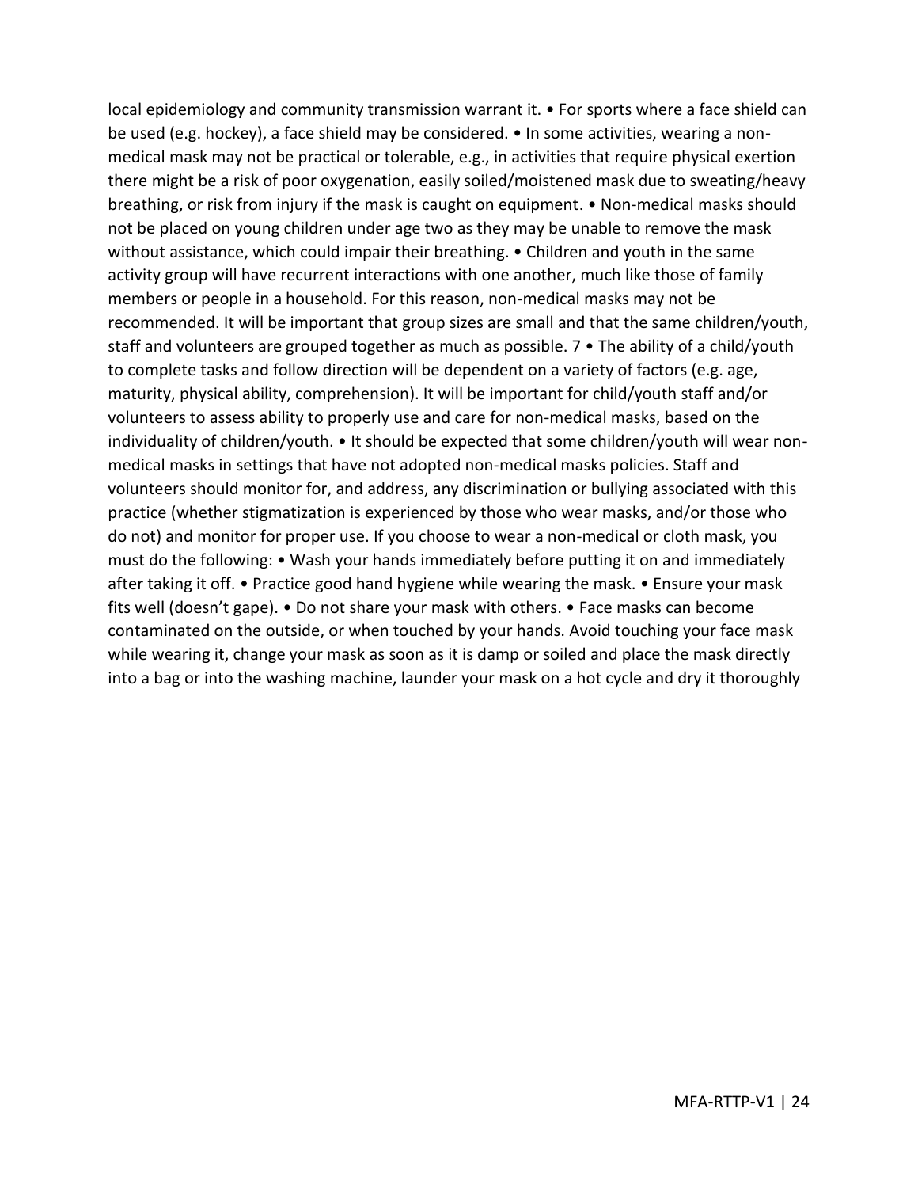local epidemiology and community transmission warrant it. • For sports where a face shield can be used (e.g. hockey), a face shield may be considered. • In some activities, wearing a non-medical mask may not be practical or tolerable, e.g., in activities that require physical exertion there might be a risk of poor oxygenation, easily soiled/moistened mask due to sweating/heavy breathing, or risk from injury if the mask is caught on equipment. • Non-medical masks should not be placed on young children under age two as they may be unable to remove the mask without assistance, which could impair their breathing. • Children and youth in the same activity group will have recurrent interactions with one another, much like those of family members or people in a household. For this reason, non-medical masks may not be recommended. It will be important that group sizes are small and that the same children/youth, staff and volunteers are grouped together as much as possible. 7 • The ability of a child/youth to complete tasks and follow direction will be dependent on a variety of factors (e.g. age, maturity, physical ability, comprehension). It will be important for child/youth staff and/or volunteers to assess ability to properly use and care for non-medical masks, based on the individuality of children/youth. • It should be expected that some children/youth will wear non-medical masks in settings that have not adopted non-medical masks policies. Staff and volunteers should monitor for, and address, any discrimination or bullying associated with this practice (whether stigmatization is experienced by those who wear masks, and/or those who do not) and monitor for proper use. If you choose to wear a non-medical or cloth mask, you must do the following: • Wash your hands immediately before putting it on and immediately after taking it off. • Practice good hand hygiene while wearing the mask. • Ensure your mask fits well (doesn't gape). • Do not share your mask with others. • Face masks can become contaminated on the outside, or when touched by your hands. Avoid touching your face mask while wearing it, change your mask as soon as it is damp or soiled and place the mask directly into a bag or into the washing machine, launder your mask on a hot cycle and dry it thoroughly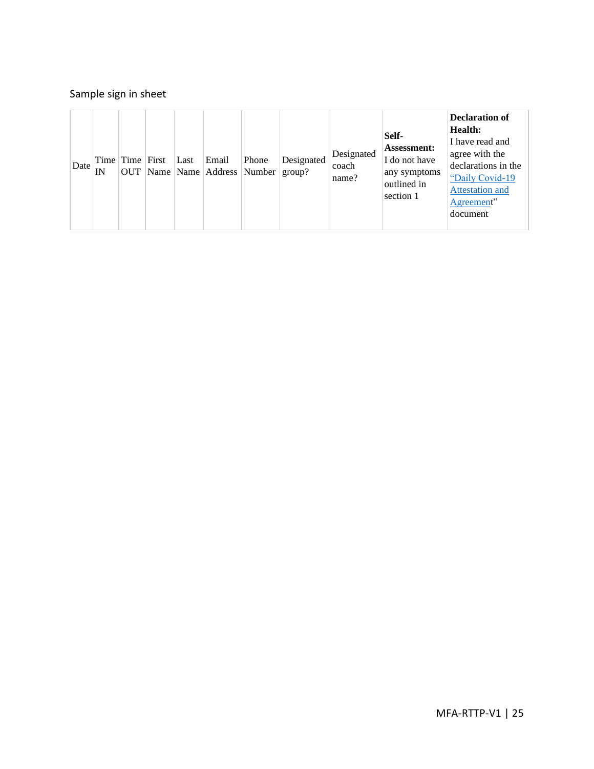Sample sign in sheet

| Date | Time IN | Time OUT | First Name | Last Name | Email Address | Phone Number | Designated group? | Designated coach name? | **Self-Assessment:** I do not have any symptoms outlined in section 1 | **Declaration of Health:** I have read and agree with the declarations in the "Daily Covid-19 Attestation and Agreement" document |
|---|---|---|---|---|---|---|---|---|---|---|